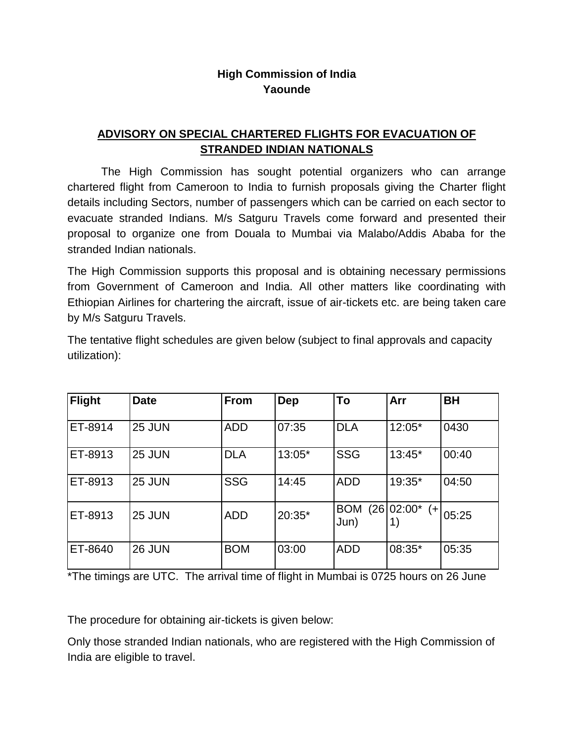**High Commission of India**
**Yaounde**

## ADVISORY ON SPECIAL CHARTERED FLIGHTS FOR EVACUATION OF STRANDED INDIAN NATIONALS

The High Commission has sought potential organizers who can arrange chartered flight from Cameroon to India to furnish proposals giving the Charter flight details including Sectors, number of passengers which can be carried on each sector to evacuate stranded Indians. M/s Satguru Travels come forward and presented their proposal to organize one from Douala to Mumbai via Malabo/Addis Ababa for the stranded Indian nationals.

The High Commission supports this proposal and is obtaining necessary permissions from Government of Cameroon and India. All other matters like coordinating with Ethiopian Airlines for chartering the aircraft, issue of air-tickets etc. are being taken care by M/s Satguru Travels.

The tentative flight schedules are given below (subject to final approvals and capacity utilization):

| Flight | Date | From | Dep | To | Arr | BH |
|---|---|---|---|---|---|---|
| ET-8914 | 25 JUN | ADD | 07:35 | DLA | 12:05* | 0430 |
| ET-8913 | 25 JUN | DLA | 13:05* | SSG | 13:45* | 00:40 |
| ET-8913 | 25 JUN | SSG | 14:45 | ADD | 19:35* | 04:50 |
| ET-8913 | 25 JUN | ADD | 20:35* | BOM (26 Jun) | 02:00* (+ 1) | 05:25 |
| ET-8640 | 26 JUN | BOM | 03:00 | ADD | 08:35* | 05:35 |

*The timings are UTC. The arrival time of flight in Mumbai is 0725 hours on 26 June

The procedure for obtaining air-tickets is given below:

Only those stranded Indian nationals, who are registered with the High Commission of India are eligible to travel.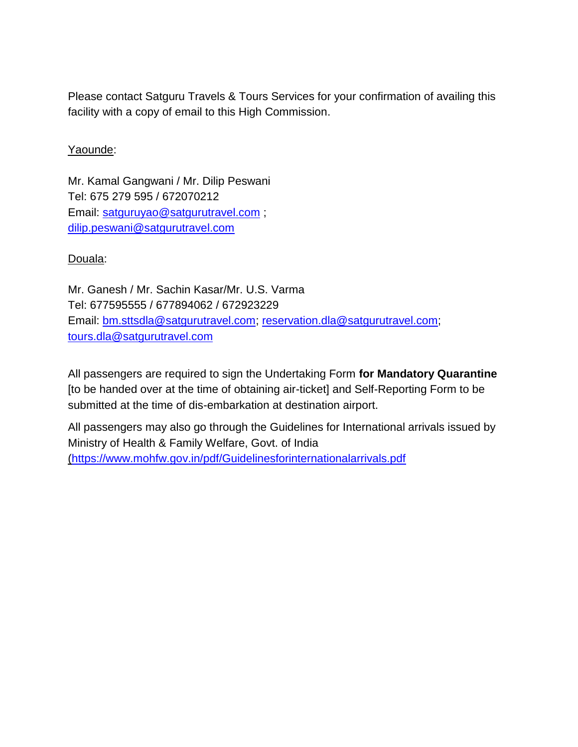Please contact Satguru Travels & Tours Services for your confirmation of availing this facility with a copy of email to this High Commission.

Yaounde:

Mr. Kamal Gangwani / Mr. Dilip Peswani
Tel: 675 279 595 / 672070212
Email: satguruyao@satgurutravel.com ;
dilip.peswani@satgurutravel.com

Douala:

Mr. Ganesh / Mr. Sachin Kasar/Mr. U.S. Varma
Tel: 677595555 / 677894062 / 672923229
Email: bm.sttsdla@satgurutravel.com; reservation.dla@satgurutravel.com;
tours.dla@satgurutravel.com

All passengers are required to sign the Undertaking Form **for Mandatory Quarantine** [to be handed over at the time of obtaining air-ticket] and Self-Reporting Form to be submitted at the time of dis-embarkation at destination airport.

All passengers may also go through the Guidelines for International arrivals issued by Ministry of Health & Family Welfare, Govt. of India (https://www.mohfw.gov.in/pdf/Guidelinesforinternationalarrivals.pdf